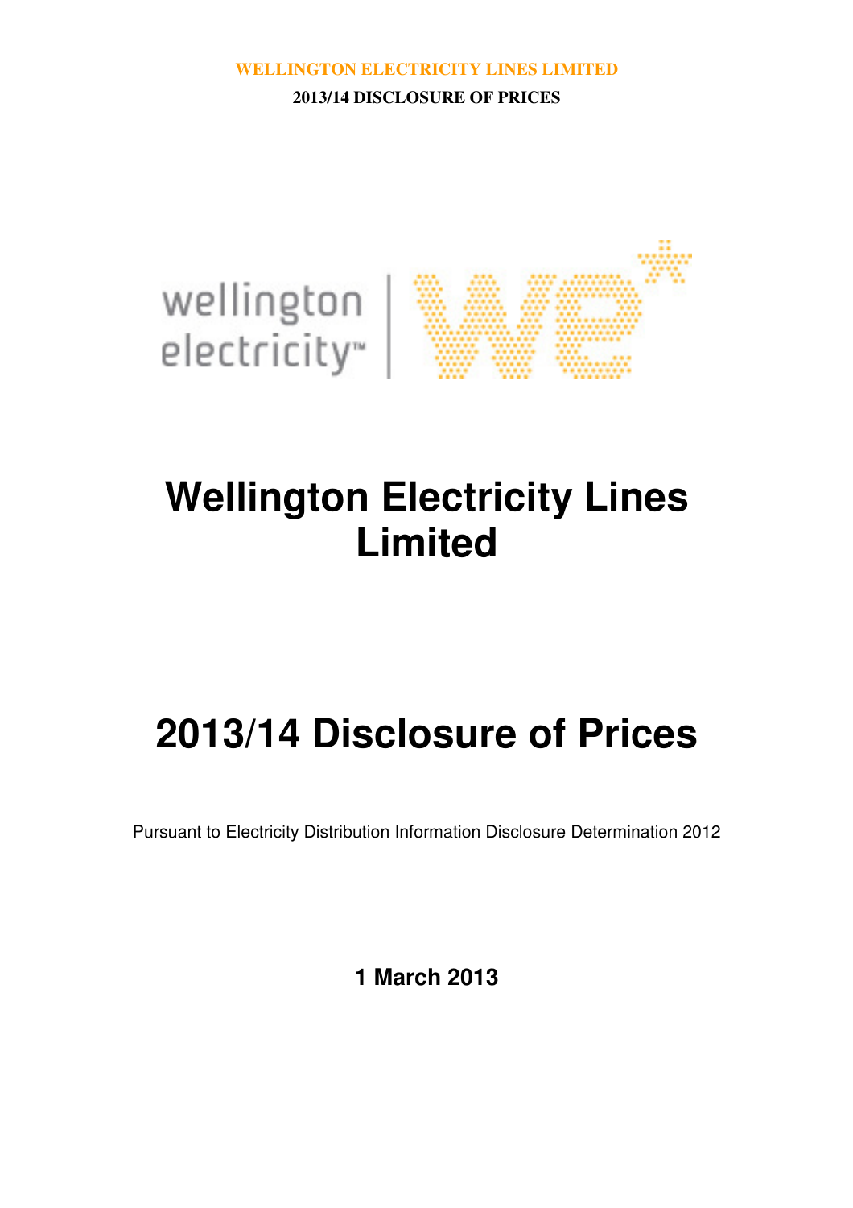# Wellington Electricity Lines Limited

# 2013/14 Disclosure of Prices

Pursuant to Electricity Distribution Information Disclosure Determination 2012

**1 March 2013**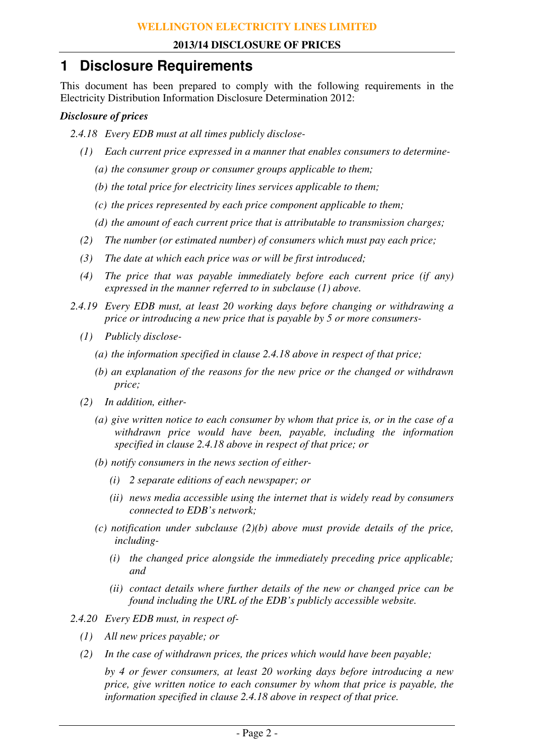# 1 Disclosure Requirements

This document has been prepared to comply with the following requirements in the Electricity Distribution Information Disclosure Determination 2012:

***Disclosure of prices***

*2.4.18 Every EDB must at all times publicly disclose-*

*(1) Each current price expressed in a manner that enables consumers to determine-*

*(a) the consumer group or consumer groups applicable to them;*

*(b) the total price for electricity lines services applicable to them;*

*(c) the prices represented by each price component applicable to them;*

*(d) the amount of each current price that is attributable to transmission charges;*

*(2) The number (or estimated number) of consumers which must pay each price;*

*(3) The date at which each price was or will be first introduced;*

*(4) The price that was payable immediately before each current price (if any) expressed in the manner referred to in subclause (1) above.*

*2.4.19 Every EDB must, at least 20 working days before changing or withdrawing a price or introducing a new price that is payable by 5 or more consumers-*

*(1) Publicly disclose-*

*(a) the information specified in clause 2.4.18 above in respect of that price;*

*(b) an explanation of the reasons for the new price or the changed or withdrawn price;*

*(2) In addition, either-*

*(a) give written notice to each consumer by whom that price is, or in the case of a withdrawn price would have been, payable, including the information specified in clause 2.4.18 above in respect of that price; or*

*(b) notify consumers in the news section of either-*

*(i) 2 separate editions of each newspaper; or*

*(ii) news media accessible using the internet that is widely read by consumers connected to EDB's network;*

*(c) notification under subclause (2)(b) above must provide details of the price, including-*

*(i) the changed price alongside the immediately preceding price applicable; and*

*(ii) contact details where further details of the new or changed price can be found including the URL of the EDB's publicly accessible website.*

*2.4.20 Every EDB must, in respect of-*

*(1) All new prices payable; or*

*(2) In the case of withdrawn prices, the prices which would have been payable;*

*by 4 or fewer consumers, at least 20 working days before introducing a new price, give written notice to each consumer by whom that price is payable, the information specified in clause 2.4.18 above in respect of that price.*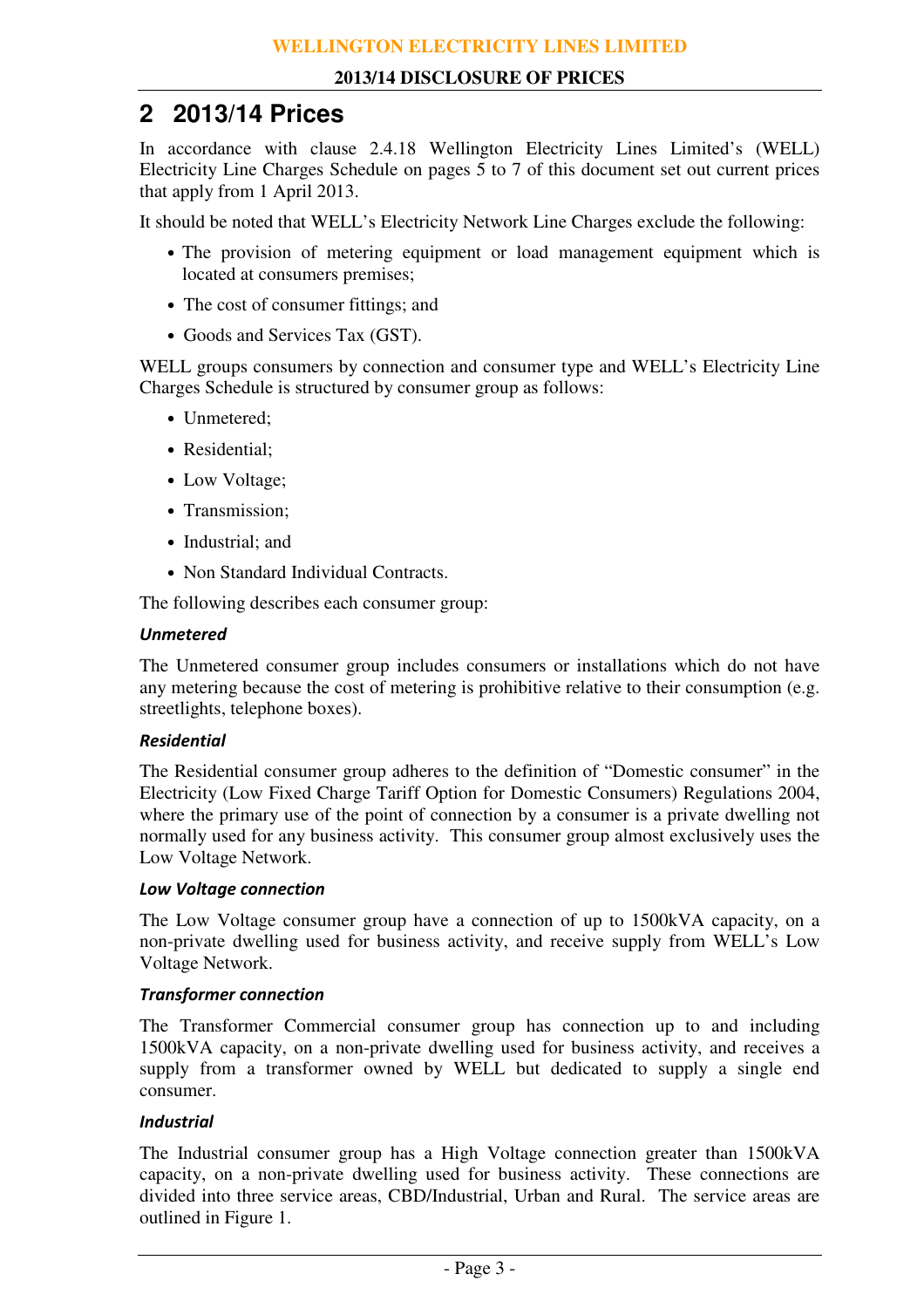# 2 2013/14 Prices

In accordance with clause 2.4.18 Wellington Electricity Lines Limited's (WELL) Electricity Line Charges Schedule on pages 5 to 7 of this document set out current prices that apply from 1 April 2013.

It should be noted that WELL's Electricity Network Line Charges exclude the following:

- The provision of metering equipment or load management equipment which is located at consumers premises;
- The cost of consumer fittings; and
- Goods and Services Tax (GST).

WELL groups consumers by connection and consumer type and WELL's Electricity Line Charges Schedule is structured by consumer group as follows:

- Unmetered;
- Residential;
- Low Voltage;
- Transmission;
- Industrial; and
- Non Standard Individual Contracts.

The following describes each consumer group:

***Unmetered***

The Unmetered consumer group includes consumers or installations which do not have any metering because the cost of metering is prohibitive relative to their consumption (e.g. streetlights, telephone boxes).

***Residential***

The Residential consumer group adheres to the definition of "Domestic consumer" in the Electricity (Low Fixed Charge Tariff Option for Domestic Consumers) Regulations 2004, where the primary use of the point of connection by a consumer is a private dwelling not normally used for any business activity. This consumer group almost exclusively uses the Low Voltage Network.

***Low Voltage connection***

The Low Voltage consumer group have a connection of up to 1500kVA capacity, on a non-private dwelling used for business activity, and receive supply from WELL's Low Voltage Network.

***Transformer connection***

The Transformer Commercial consumer group has connection up to and including 1500kVA capacity, on a non-private dwelling used for business activity, and receives a supply from a transformer owned by WELL but dedicated to supply a single end consumer.

***Industrial***

The Industrial consumer group has a High Voltage connection greater than 1500kVA capacity, on a non-private dwelling used for business activity. These connections are divided into three service areas, CBD/Industrial, Urban and Rural. The service areas are outlined in Figure 1.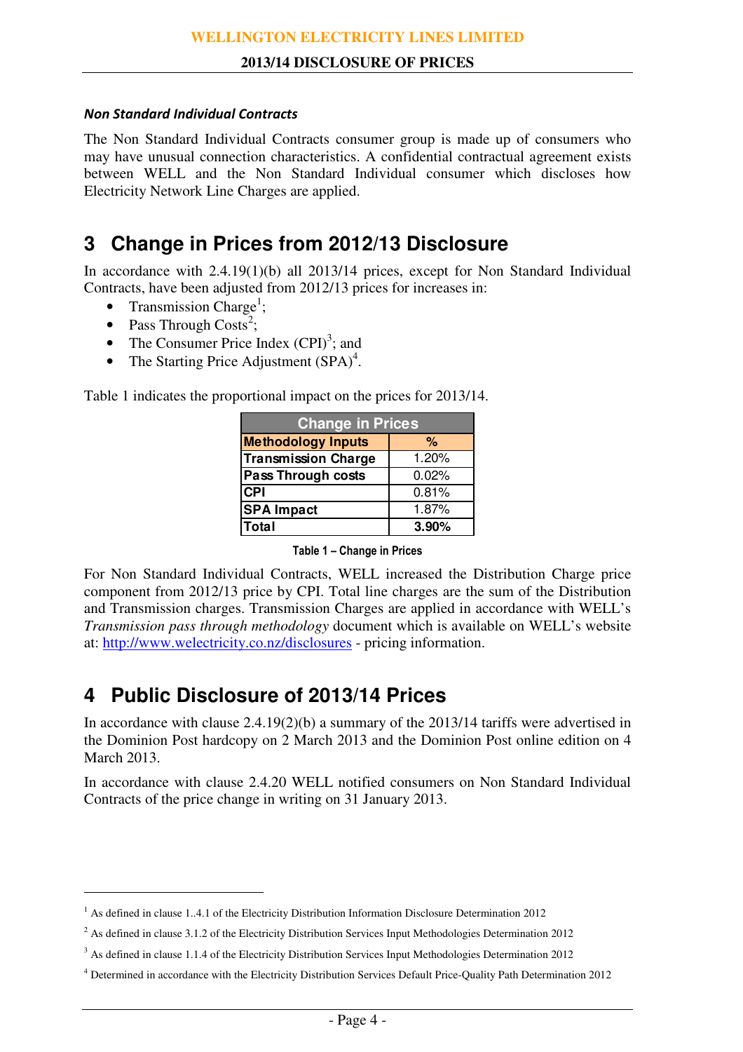### *Non Standard Individual Contracts*

The Non Standard Individual Contracts consumer group is made up of consumers who may have unusual connection characteristics. A confidential contractual agreement exists between WELL and the Non Standard Individual consumer which discloses how Electricity Network Line Charges are applied.

## 3 Change in Prices from 2012/13 Disclosure

In accordance with 2.4.19(1)(b) all 2013/14 prices, except for Non Standard Individual Contracts, have been adjusted from 2012/13 prices for increases in:

- Transmission Charge[1];
- Pass Through Costs[2];
- The Consumer Price Index (CPI)[3]; and
- The Starting Price Adjustment (SPA)[4].

Table 1 indicates the proportional impact on the prices for 2013/14.

| Change in Prices | |
|---|---|
| **Methodology Inputs** | **%** |
| **Transmission Charge** | 1.20% |
| **Pass Through costs** | 0.02% |
| **CPI** | 0.81% |
| **SPA Impact** | 1.87% |
| **Total** | **3.90%** |

**Table 1 – Change in Prices**

For Non Standard Individual Contracts, WELL increased the Distribution Charge price component from 2012/13 price by CPI. Total line charges are the sum of the Distribution and Transmission charges. Transmission Charges are applied in accordance with WELL's *Transmission pass through methodology* document which is available on WELL's website at: http://www.welectricity.co.nz/disclosures - pricing information.

## 4 Public Disclosure of 2013/14 Prices

In accordance with clause 2.4.19(2)(b) a summary of the 2013/14 tariffs were advertised in the Dominion Post hardcopy on 2 March 2013 and the Dominion Post online edition on 4 March 2013.

In accordance with clause 2.4.20 WELL notified consumers on Non Standard Individual Contracts of the price change in writing on 31 January 2013.

---

[1] As defined in clause 1..4.1 of the Electricity Distribution Information Disclosure Determination 2012

[2] As defined in clause 3.1.2 of the Electricity Distribution Services Input Methodologies Determination 2012

[3] As defined in clause 1.1.4 of the Electricity Distribution Services Input Methodologies Determination 2012

[4] Determined in accordance with the Electricity Distribution Services Default Price-Quality Path Determination 2012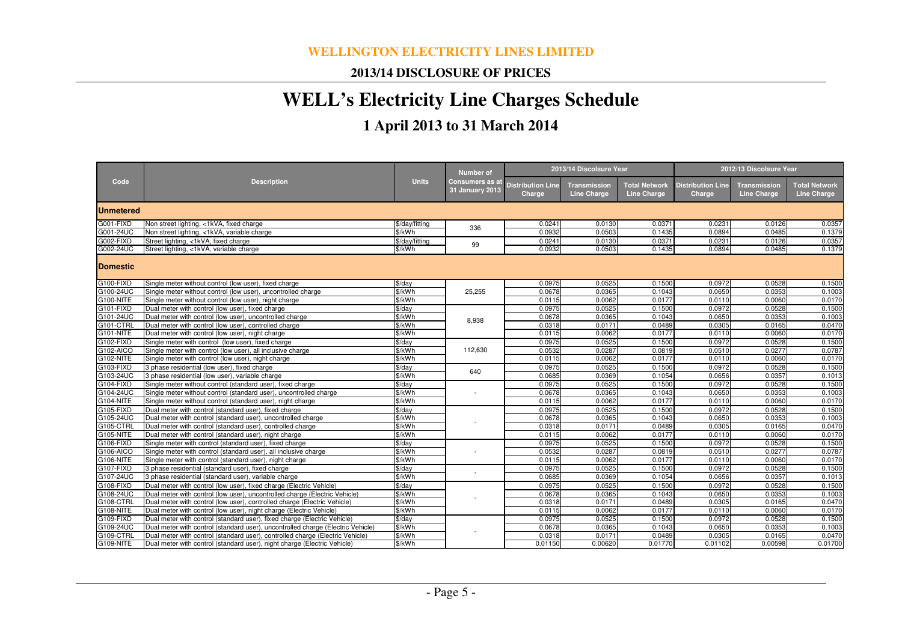**WELLINGTON ELECTRICITY LINES LIMITED**

**2013/14 DISCLOSURE OF PRICES**

# WELL's Electricity Line Charges Schedule

## 1 April 2013 to 31 March 2014

| Code | Description | Units | Number of Consumers as at 31 January 2013 | 2013/14 Discolsure Year | | | 2012/13 Disclosure Year | | |
|---|---|---|---|---|---|---|---|---|---|
| | | | | Distribution Line Charge | Transmission Line Charge | Total Network Line Charge | Distribution Line Charge | Transmission Line Charge | Total Network Line Charge |
| **Unmetered** | | | | | | | | | |
| G001-FIXD | Non street lighting, <1kVA, fixed charge | $/day/fitting | 336 | 0.0241 | 0.0130 | 0.0371 | 0.0231 | 0.0126 | 0.0357 |
| G001-24UC | Non street lighting, <1kVA, variable charge | $/kWh | | 0.0932 | 0.0503 | 0.1435 | 0.0894 | 0.0485 | 0.1379 |
| G002-FIXD | Street lighting, <1kVA, fixed charge | $/day/fitting | 99 | 0.0241 | 0.0130 | 0.0371 | 0.0231 | 0.0126 | 0.0357 |
| G002-24UC | Street lighting, <1kVA, variable charge | $/kWh | | 0.0932 | 0.0503 | 0.1435 | 0.0894 | 0.0485 | 0.1379 |
| **Domestic** | | | | | | | | | |
| G100-FIXD | Single meter without control (low user), fixed charge | $/day | 25,255 | 0.0975 | 0.0525 | 0.1500 | 0.0972 | 0.0528 | 0.1500 |
| G100-24UC | Single meter without control (low user), uncontrolled charge | $/kWh | | 0.0678 | 0.0365 | 0.1043 | 0.0650 | 0.0353 | 0.1003 |
| G100-NITE | Single meter without control (low user), night charge | $/kWh | | 0.0115 | 0.0062 | 0.0177 | 0.0110 | 0.0060 | 0.0170 |
| G101-FIXD | Dual meter with control (low user), fixed charge | $/day | 8,938 | 0.0975 | 0.0525 | 0.1500 | 0.0972 | 0.0528 | 0.1500 |
| G101-24UC | Dual meter with control (low user), uncontrolled charge | $/kWh | | 0.0678 | 0.0365 | 0.1043 | 0.0650 | 0.0353 | 0.1003 |
| G101-CTRL | Dual meter with control (low user), controlled charge | $/kWh | | 0.0318 | 0.0171 | 0.0489 | 0.0305 | 0.0165 | 0.0470 |
| G101-NITE | Dual meter with control (low user), night charge | $/kWh | | 0.0115 | 0.0062 | 0.0177 | 0.0110 | 0.0060 | 0.0170 |
| G102-FIXD | Single meter with control (low user), fixed charge | $/day | 112,630 | 0.0975 | 0.0525 | 0.1500 | 0.0972 | 0.0528 | 0.1500 |
| G102-AICO | Single meter with control (low user), all inclusive charge | $/kWh | | 0.0532 | 0.0287 | 0.0819 | 0.0510 | 0.0277 | 0.0787 |
| G102-NITE | Single meter with control (low user), night charge | $/kWh | | 0.0115 | 0.0062 | 0.0177 | 0.0110 | 0.0060 | 0.0170 |
| G103-FIXD | 3 phase residential (low user), fixed charge | $/day | 640 | 0.0975 | 0.0525 | 0.1500 | 0.0972 | 0.0528 | 0.1500 |
| G103-24UC | 3 phase residential (low user), variable charge | $/kWh | | 0.0685 | 0.0369 | 0.1054 | 0.0656 | 0.0357 | 0.1013 |
| G104-FIXD | Single meter without control (standard user), fixed charge | $/day | - | 0.0975 | 0.0525 | 0.1500 | 0.0972 | 0.0528 | 0.1500 |
| G104-24UC | Single meter without control (standard user), uncontrolled charge | $/kWh | | 0.0678 | 0.0365 | 0.1043 | 0.0650 | 0.0353 | 0.1003 |
| G104-NITE | Single meter without control (standard user), night charge | $/kWh | | 0.0115 | 0.0062 | 0.0177 | 0.0110 | 0.0060 | 0.0170 |
| G105-FIXD | Dual meter with control (standard user), fixed charge | $/day | - | 0.0975 | 0.0525 | 0.1500 | 0.0972 | 0.0528 | 0.1500 |
| G105-24UC | Dual meter with control (standard user), uncontrolled charge | $/kWh | | 0.0678 | 0.0365 | 0.1043 | 0.0650 | 0.0353 | 0.1003 |
| G105-CTRL | Dual meter with control (standard user), controlled charge | $/kWh | | 0.0318 | 0.0171 | 0.0489 | 0.0305 | 0.0165 | 0.0470 |
| G105-NITE | Dual meter with control (standard user), night charge | $/kWh | | 0.0115 | 0.0062 | 0.0177 | 0.0110 | 0.0060 | 0.0170 |
| G106-FIXD | Single meter with control (standard user), fixed charge | $/day | - | 0.0975 | 0.0525 | 0.1500 | 0.0972 | 0.0528 | 0.1500 |
| G106-AICO | Single meter with control (standard user), all inclusive charge | $/kWh | | 0.0532 | 0.0287 | 0.0819 | 0.0510 | 0.0277 | 0.0787 |
| G106-NITE | Single meter with control (standard user), night charge | $/kWh | | 0.0115 | 0.0062 | 0.0177 | 0.0110 | 0.0060 | 0.0170 |
| G107-FIXD | 3 phase residential (standard user), fixed charge | $/day | - | 0.0975 | 0.0525 | 0.1500 | 0.0972 | 0.0528 | 0.1500 |
| G107-24UC | 3 phase residential (standard user), variable charge | $/kWh | | 0.0685 | 0.0369 | 0.1054 | 0.0656 | 0.0357 | 0.1013 |
| G108-FIXD | Dual meter with control (low user), fixed charge (Electric Vehicle) | $/day | - | 0.0975 | 0.0525 | 0.1500 | 0.0972 | 0.0528 | 0.1500 |
| G108-24UC | Dual meter with control (low user), uncontrolled charge (Electric Vehicle) | $/kWh | | 0.0678 | 0.0365 | 0.1043 | 0.0650 | 0.0353 | 0.1003 |
| G108-CTRL | Dual meter with control (low user), controlled charge (Electric Vehicle) | $/kWh | | 0.0318 | 0.0171 | 0.0489 | 0.0305 | 0.0165 | 0.0470 |
| G108-NITE | Dual meter with control (low user), night charge (Electric Vehicle) | $/kWh | | 0.0115 | 0.0062 | 0.0177 | 0.0110 | 0.0060 | 0.0170 |
| G109-FIXD | Dual meter with control (standard user), fixed charge (Electric Vehicle) | $/day | - | 0.0975 | 0.0525 | 0.1500 | 0.0972 | 0.0528 | 0.1500 |
| G109-24UC | Dual meter with control (standard user), uncontrolled charge (Electric Vehicle) | $/kWh | | 0.0678 | 0.0365 | 0.1043 | 0.0650 | 0.0353 | 0.1003 |
| G109-CTRL | Dual meter with control (standard user), controlled charge (Electric Vehicle) | $/kWh | | 0.0318 | 0.0171 | 0.0489 | 0.0305 | 0.0165 | 0.0470 |
| G109-NITE | Dual meter with control (standard user), night charge (Electric Vehicle) | $/kWh | | 0.01150 | 0.00620 | 0.01770 | 0.01102 | 0.00598 | 0.01700 |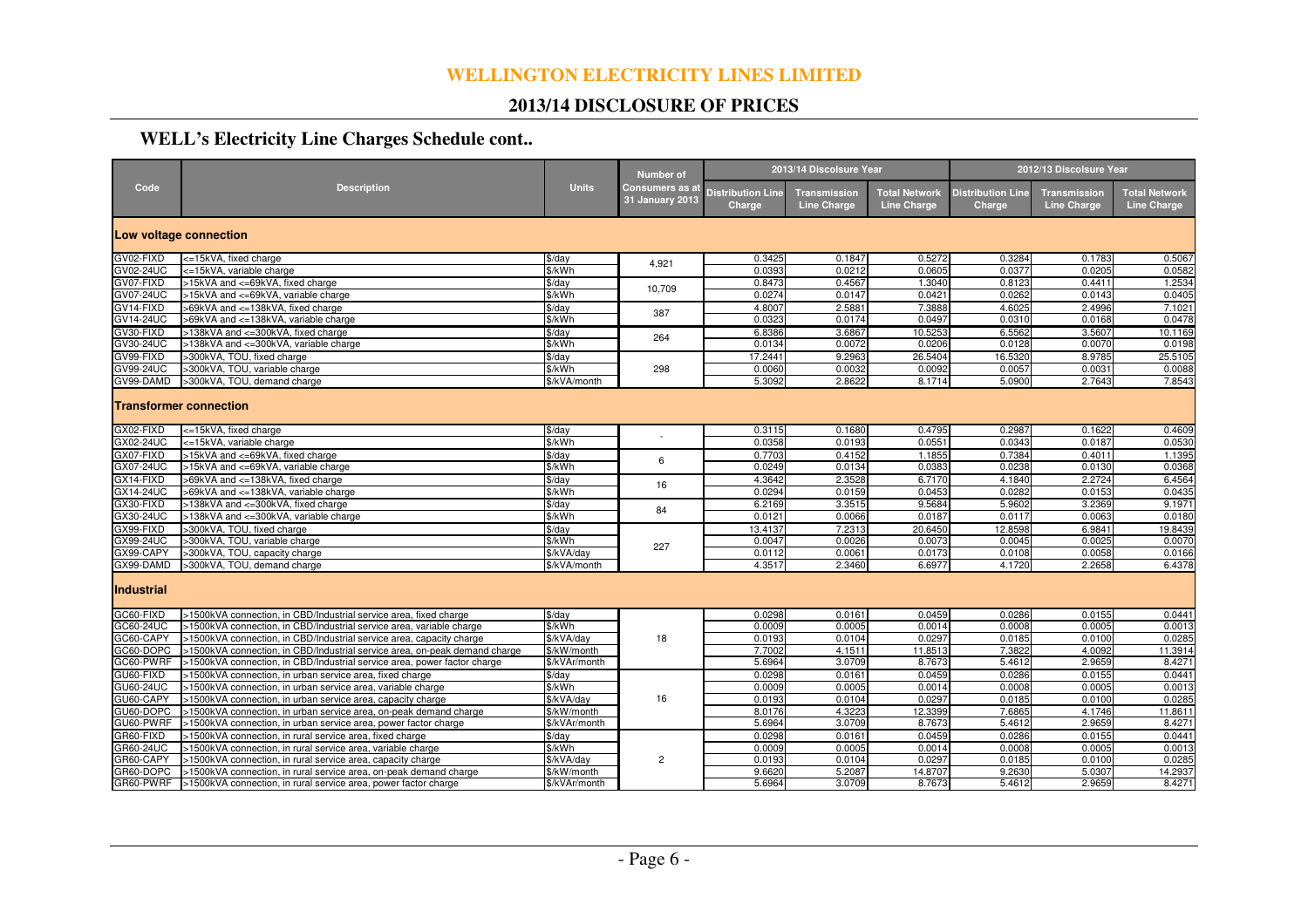# WELLINGTON ELECTRICITY LINES LIMITED

## 2013/14 DISCLOSURE OF PRICES

### WELL's Electricity Line Charges Schedule cont..

| Code | Description | Units | Number of Consumers as at 31 January 2013 | 2013/14 Discolsure Year | | | 2012/13 Discolsure Year | | |
|---|---|---|---|---|---|---|---|---|---|
| | | | | Distribution Line Charge | Transmission Line Charge | Total Network Line Charge | Distribution Line Charge | Transmission Line Charge | Total Network Line Charge |
| **Low voltage connection** | | | | | | | | | |
| GV02-FIXD | <=15kVA, fixed charge | $/day | 4,921 | 0.3425 | 0.1847 | 0.5272 | 0.3284 | 0.1783 | 0.5067 |
| GV02-24UC | <=15kVA, variable charge | $/kWh | | 0.0393 | 0.0212 | 0.0605 | 0.0377 | 0.0205 | 0.0582 |
| GV07-FIXD | >15kVA and <=69kVA, fixed charge | $/day | 10,709 | 0.8473 | 0.4567 | 1.3040 | 0.8123 | 0.4411 | 1.2534 |
| GV07-24UC | >15kVA and <=69kVA, variable charge | $/kWh | | 0.0274 | 0.0147 | 0.0421 | 0.0262 | 0.0143 | 0.0405 |
| GV14-FIXD | >69kVA and <=138kVA, fixed charge | $/day | 387 | 4.8007 | 2.5881 | 7.3888 | 4.6025 | 2.4996 | 7.1021 |
| GV14-24UC | >69kVA and <=138kVA, variable charge | $/kWh | | 0.0323 | 0.0174 | 0.0497 | 0.0310 | 0.0168 | 0.0478 |
| GV30-FIXD | >138kVA and <=300kVA, fixed charge | $/day | 264 | 6.8386 | 3.6867 | 10.5253 | 6.5562 | 3.5607 | 10.1169 |
| GV30-24UC | >138kVA and <=300kVA, variable charge | $/kWh | | 0.0134 | 0.0072 | 0.0206 | 0.0128 | 0.0070 | 0.0198 |
| GV99-FIXD | >300kVA, TOU, fixed charge | $/day | 298 | 17.2441 | 9.2963 | 26.5404 | 16.5320 | 8.9785 | 25.5105 |
| GV99-24UC | >300kVA, TOU, variable charge | $/kWh | | 0.0060 | 0.0032 | 0.0092 | 0.0057 | 0.0031 | 0.0088 |
| GV99-DAMD | >300kVA, TOU, demand charge | $/kVA/month | | 5.3092 | 2.8622 | 8.1714 | 5.0900 | 2.7643 | 7.8543 |
| **Transformer connection** | | | | | | | | | |
| GX02-FIXD | <=15kVA, fixed charge | $/day | - | 0.3115 | 0.1680 | 0.4795 | 0.2987 | 0.1622 | 0.4609 |
| GX02-24UC | <=15kVA, variable charge | $/kWh | | 0.0358 | 0.0193 | 0.0551 | 0.0343 | 0.0187 | 0.0530 |
| GX07-FIXD | >15kVA and <=69kVA, fixed charge | $/day | 6 | 0.7703 | 0.4152 | 1.1855 | 0.7384 | 0.4011 | 1.1395 |
| GX07-24UC | >15kVA and <=69kVA, variable charge | $/kWh | | 0.0249 | 0.0134 | 0.0383 | 0.0238 | 0.0130 | 0.0368 |
| GX14-FIXD | >69kVA and <=138kVA, fixed charge | $/day | 16 | 4.3642 | 2.3528 | 6.7170 | 4.1840 | 2.2724 | 6.4564 |
| GX14-24UC | >69kVA and <=138kVA, variable charge | $/kWh | | 0.0294 | 0.0159 | 0.0453 | 0.0282 | 0.0153 | 0.0435 |
| GX30-FIXD | >138kVA and <=300kVA, fixed charge | $/day | 84 | 6.2169 | 3.3515 | 9.5684 | 5.9602 | 3.2369 | 9.1971 |
| GX30-24UC | >138kVA and <=300kVA, variable charge | $/kWh | | 0.0121 | 0.0066 | 0.0187 | 0.0117 | 0.0063 | 0.0180 |
| GX99-FIXD | >300kVA, TOU, fixed charge | $/day | 227 | 13.4137 | 7.2313 | 20.6450 | 12.8598 | 6.9841 | 19.8439 |
| GX99-24UC | >300kVA, TOU, variable charge | $/kWh | | 0.0047 | 0.0026 | 0.0073 | 0.0045 | 0.0025 | 0.0070 |
| GX99-CAPY | >300kVA, TOU, capacity charge | $/kVA/day | | 0.0112 | 0.0061 | 0.0173 | 0.0108 | 0.0058 | 0.0166 |
| GX99-DAMD | >300kVA, TOU, demand charge | $/kVA/month | | 4.3517 | 2.3460 | 6.6977 | 4.1720 | 2.2658 | 6.4378 |
| **Industrial** | | | | | | | | | |
| GC60-FIXD | >1500kVA connection, in CBD/Industrial service area, fixed charge | $/day | 18 | 0.0298 | 0.0161 | 0.0459 | 0.0286 | 0.0155 | 0.0441 |
| GC60-24UC | >1500kVA connection, in CBD/Industrial service area, variable charge | $/kWh | | 0.0009 | 0.0005 | 0.0014 | 0.0008 | 0.0005 | 0.0013 |
| GC60-CAPY | >1500kVA connection, in CBD/Industrial service area, capacity charge | $/kVA/day | | 0.0193 | 0.0104 | 0.0297 | 0.0185 | 0.0100 | 0.0285 |
| GC60-DOPC | >1500kVA connection, in CBD/Industrial service area, on-peak demand charge | $/kW/month | | 7.7002 | 4.1511 | 11.8513 | 7.3822 | 4.0092 | 11.3914 |
| GC60-PWRF | >1500kVA connection, in CBD/Industrial service area, power factor charge | $/kVAr/month | | 5.6964 | 3.0709 | 8.7673 | 5.4612 | 2.9659 | 8.4271 |
| GU60-FIXD | >1500kVA connection, in urban service area, fixed charge | $/day | 16 | 0.0298 | 0.0161 | 0.0459 | 0.0286 | 0.0155 | 0.0441 |
| GU60-24UC | >1500kVA connection, in urban service area, variable charge | $/kWh | | 0.0009 | 0.0005 | 0.0014 | 0.0008 | 0.0005 | 0.0013 |
| GU60-CAPY | >1500kVA connection, in urban service area, capacity charge | $/kVA/day | | 0.0193 | 0.0104 | 0.0297 | 0.0185 | 0.0100 | 0.0285 |
| GU60-DOPC | >1500kVA connection, in urban service area, on-peak demand charge | $/kW/month | | 8.0176 | 4.3223 | 12.3399 | 7.6865 | 4.1746 | 11.8611 |
| GU60-PWRF | >1500kVA connection, in urban service area, power factor charge | $/kVAr/month | | 5.6964 | 3.0709 | 8.7673 | 5.4612 | 2.9659 | 8.4271 |
| GR60-FIXD | >1500kVA connection, in rural service area, fixed charge | $/day | 2 | 0.0298 | 0.0161 | 0.0459 | 0.0286 | 0.0155 | 0.0441 |
| GR60-24UC | >1500kVA connection, in rural service area, variable charge | $/kWh | | 0.0009 | 0.0005 | 0.0014 | 0.0008 | 0.0005 | 0.0013 |
| GR60-CAPY | >1500kVA connection, in rural service area, capacity charge | $/kVA/day | | 0.0193 | 0.0104 | 0.0297 | 0.0185 | 0.0100 | 0.0285 |
| GR60-DOPC | >1500kVA connection, in rural service area, on-peak demand charge | $/kW/month | | 9.6620 | 5.2087 | 14.8707 | 9.2630 | 5.0307 | 14.2937 |
| GR60-PWRF | >1500kVA connection, in rural service area, power factor charge | $/kVAr/month | | 5.6964 | 3.0709 | 8.7673 | 5.4612 | 2.9659 | 8.4271 |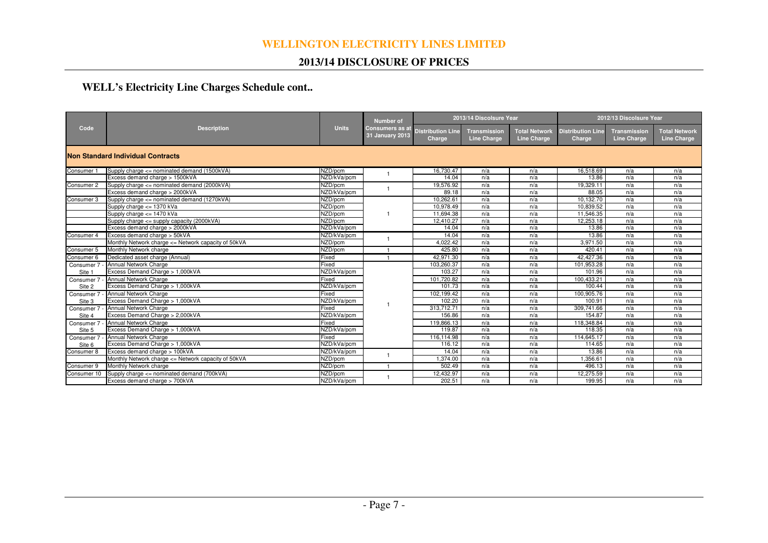# WELLINGTON ELECTRICITY LINES LIMITED

## 2013/14 DISCLOSURE OF PRICES

### WELL's Electricity Line Charges Schedule cont..

| Code | Description | Units | Number of Consumers as at 31 January 2013 | 2013/14 Discolsure Year | | | 2012/13 Discolsure Year | | |
|---|---|---|---|---|---|---|---|---|---|
| | | | | Distribution Line Charge | Transmission Line Charge | Total Network Line Charge | Distribution Line Charge | Transmission Line Charge | Total Network Line Charge |
| **Non Standard Individual Contracts** | | | | | | | | | |
| Consumer 1 | Supply charge <= nominated demand (1500kVA) | NZD/pcm | 1 | 16,730.47 | n/a | n/a | 16,518.69 | n/a | n/a |
| | Excess demand charge > 1500kVA | NZD/kVa/pcm | | 14.04 | n/a | n/a | 13.86 | n/a | n/a |
| Consumer 2 | Supply charge <= nominated demand (2000kVA) | NZD/pcm | 1 | 19,576.92 | n/a | n/a | 19,329.11 | n/a | n/a |
| | Excess demand charge > 2000kVA | NZD/kVa/pcm | | 89.18 | n/a | n/a | 88.05 | n/a | n/a |
| Consumer 3 | Supply charge <= nominated demand (1270kVA) | NZD/pcm | 1 | 10,262.61 | n/a | n/a | 10,132.70 | n/a | n/a |
| | Supply charge <= 1370 kVa | NZD/pcm | | 10,978.49 | n/a | n/a | 10,839.52 | n/a | n/a |
| | Supply charge <= 1470 kVa | NZD/pcm | | 11,694.38 | n/a | n/a | 11,546.35 | n/a | n/a |
| | Supply charge <= supply capacity (2000kVA) | NZD/pcm | | 12,410.27 | n/a | n/a | 12,253.18 | n/a | n/a |
| | Excess demand charge > 2000kVA | NZD/kVa/pcm | | 14.04 | n/a | n/a | 13.86 | n/a | n/a |
| Consumer 4 | Excess demand charge > 50kVA | NZD/kVa/pcm | 1 | 14.04 | n/a | n/a | 13.86 | n/a | n/a |
| | Monthly Network charge <= Network capacity of 50kVA | NZD/pcm | | 4,022.42 | n/a | n/a | 3,971.50 | n/a | n/a |
| Consumer 5 | Monthly Network charge | NZD/pcm | 1 | 425.80 | n/a | n/a | 420.41 | n/a | n/a |
| Consumer 6 | Dedicated asset charge (Annual) | Fixed | 1 | 42,971.30 | n/a | n/a | 42,427.36 | n/a | n/a |
| Consumer 7 - Site 1 | Annual Network Charge | Fixed | 1 | 103,260.37 | n/a | n/a | 101,953.28 | n/a | n/a |
| | Excess Demand Charge > 1,000kVA | NZD/kVa/pcm | | 103.27 | n/a | n/a | 101.96 | n/a | n/a |
| Consumer 7 - Site 2 | Annual Network Charge | Fixed | | 101,720.82 | n/a | n/a | 100,433.21 | n/a | n/a |
| | Excess Demand Charge > 1,000kVA | NZD/kVa/pcm | | 101.73 | n/a | n/a | 100.44 | n/a | n/a |
| Consumer 7 - Site 3 | Annual Network Charge | Fixed | | 102,199.42 | n/a | n/a | 100,905.76 | n/a | n/a |
| | Excess Demand Charge > 1,000kVA | NZD/kVa/pcm | | 102.20 | n/a | n/a | 100.91 | n/a | n/a |
| Consumer 7 - Site 4 | Annual Network Charge | Fixed | | 313,712.71 | n/a | n/a | 309,741.66 | n/a | n/a |
| | Excess Demand Charge > 2,000kVA | NZD/kVa/pcm | | 156.86 | n/a | n/a | 154.87 | n/a | n/a |
| Consumer 7 - Site 5 | Annual Network Charge | Fixed | | 119,866.13 | n/a | n/a | 118,348.84 | n/a | n/a |
| | Excess Demand Charge > 1,000kVA | NZD/kVa/pcm | | 119.87 | n/a | n/a | 118.35 | n/a | n/a |
| Consumer 7 - Site 6 | Annual Network Charge | Fixed | | 116,114.98 | n/a | n/a | 114,645.17 | n/a | n/a |
| | Excess Demand Charge > 1,000kVA | NZD/kVa/pcm | | 116.12 | n/a | n/a | 114.65 | n/a | n/a |
| Consumer 8 | Excess demand charge > 100kVA | NZD/kVa/pcm | 1 | 14.04 | n/a | n/a | 13.86 | n/a | n/a |
| | Monthly Network charge <= Network capacity of 50kVA | NZD/pcm | | 1,374.00 | n/a | n/a | 1,356.61 | n/a | n/a |
| Consumer 9 | Monthly Network charge | NZD/pcm | 1 | 502.49 | n/a | n/a | 496.13 | n/a | n/a |
| Consumer 10 | Supply charge <= nominated demand (700kVA) | NZD/pcm | 1 | 12,432.97 | n/a | n/a | 12,275.59 | n/a | n/a |
| | Excess demand charge > 700kVA | NZD/kVa/pcm | | 202.51 | n/a | n/a | 199.95 | n/a | n/a |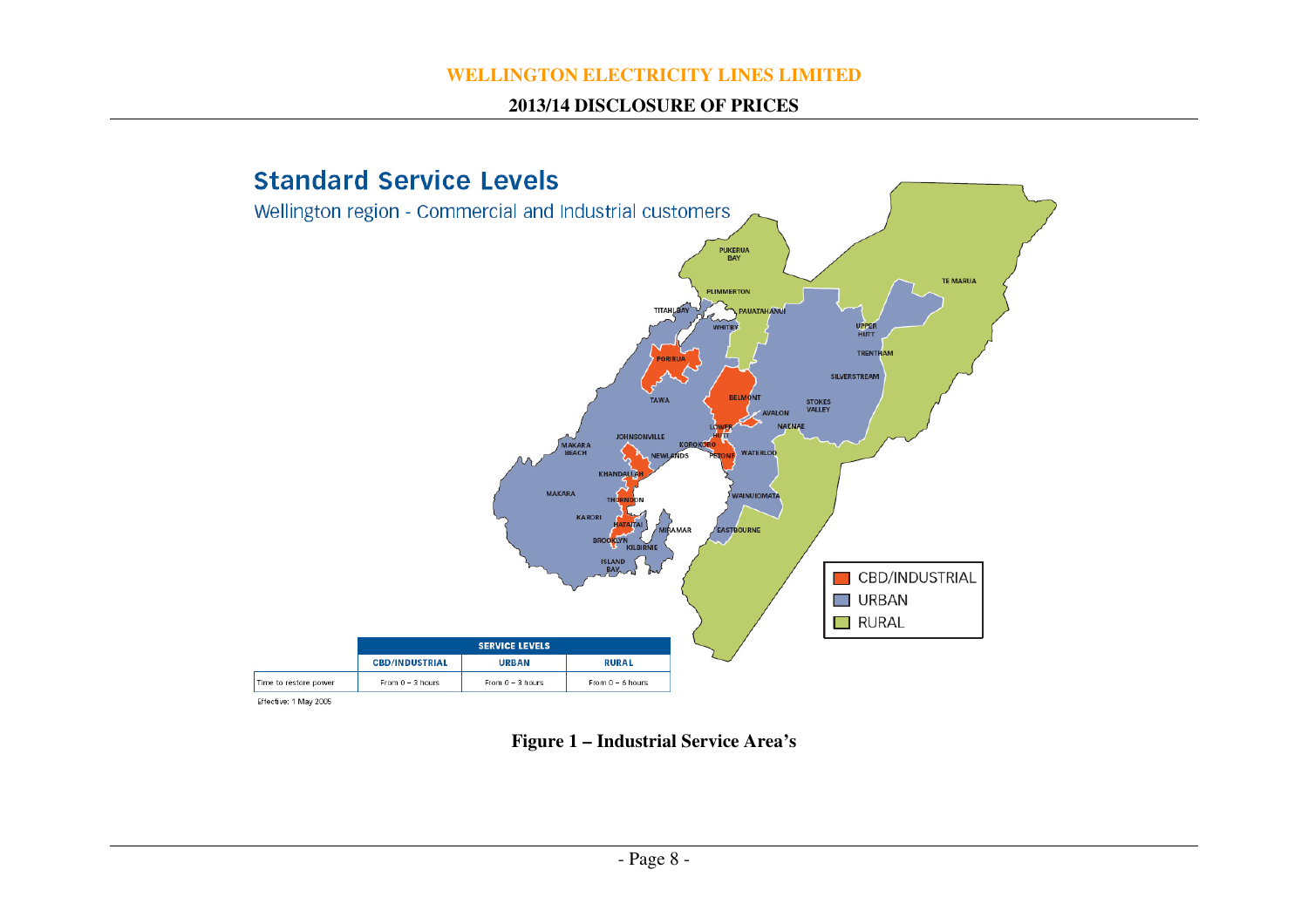## Standard Service Levels

Wellington region - Commercial and Industrial customers

PUKERUA BAY
TE MARUA
PLIMMERTON
TITAHI BAY
PAUATAHANUI
WHITBY
UPPER HUTT
PORIRUA
TRENTHAM
SILVERSTREAM
TAWA
BELMONT
STOKES VALLEY
AVALON
NAENAE
LOWER HUTT
JOHNSONVILLE
KOROKORO
MAKARA BEACH
NEWLANDS
PETONE
WATERLOO
KHANDALLAH
MAKARA
THORNDON
WAINUIOMATA
KARORI
HATAITAI
MIRAMAR
EASTBOURNE
BROOKLYN
KILBIRNIE
ISLAND BAY

CBD/INDUSTRIAL
URBAN
RURAL

| | SERVICE LEVELS | | |
|---|---|---|---|
| | CBD/INDUSTRIAL | URBAN | RURAL |
| Time to restore power | From 0 – 3 hours | From 0 – 3 hours | From 0 – 6 hours |

Effective: 1 May 2005

**Figure 1 – Industrial Service Area's**